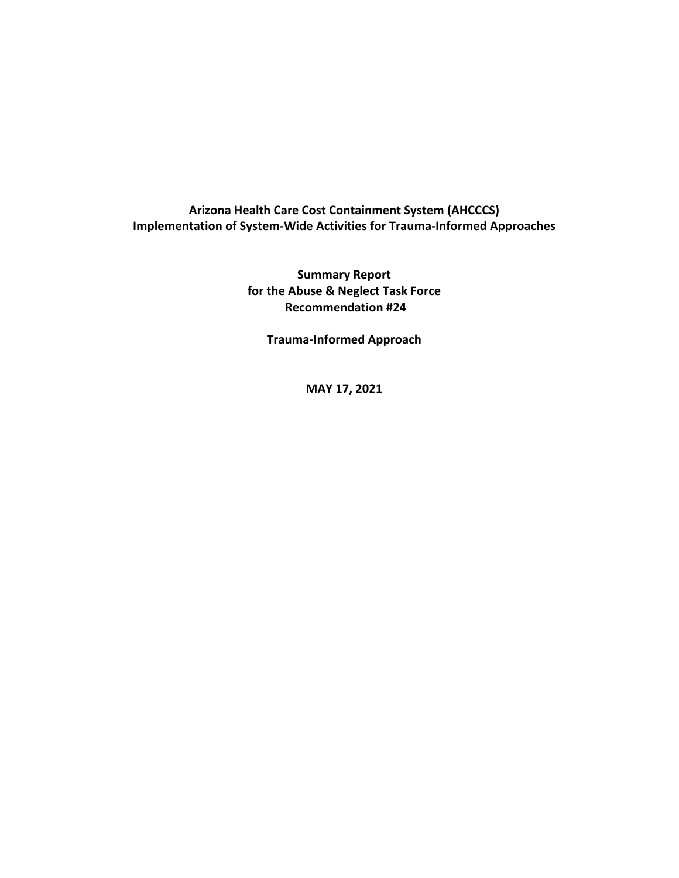# Arizona Health Care Cost Containment System (AHCCCS)
# Implementation of System-Wide Activities for Trauma-Informed Approaches

**Summary Report**
**for the Abuse & Neglect Task Force**
**Recommendation #24**

**Trauma-Informed Approach**

**MAY 17, 2021**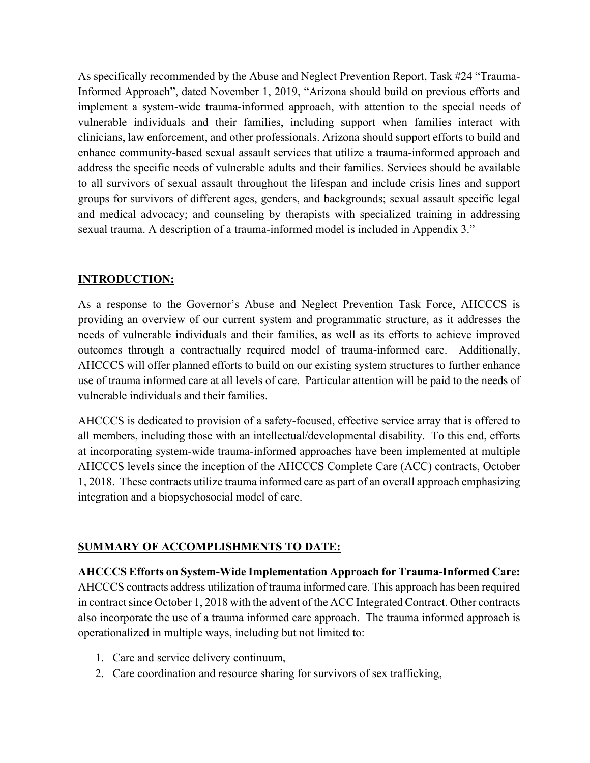As specifically recommended by the Abuse and Neglect Prevention Report, Task #24 "Trauma-Informed Approach", dated November 1, 2019, "Arizona should build on previous efforts and implement a system-wide trauma-informed approach, with attention to the special needs of vulnerable individuals and their families, including support when families interact with clinicians, law enforcement, and other professionals. Arizona should support efforts to build and enhance community-based sexual assault services that utilize a trauma-informed approach and address the specific needs of vulnerable adults and their families. Services should be available to all survivors of sexual assault throughout the lifespan and include crisis lines and support groups for survivors of different ages, genders, and backgrounds; sexual assault specific legal and medical advocacy; and counseling by therapists with specialized training in addressing sexual trauma. A description of a trauma-informed model is included in Appendix 3."

## INTRODUCTION:

As a response to the Governor's Abuse and Neglect Prevention Task Force, AHCCCS is providing an overview of our current system and programmatic structure, as it addresses the needs of vulnerable individuals and their families, as well as its efforts to achieve improved outcomes through a contractually required model of trauma-informed care. Additionally, AHCCCS will offer planned efforts to build on our existing system structures to further enhance use of trauma informed care at all levels of care. Particular attention will be paid to the needs of vulnerable individuals and their families.

AHCCCS is dedicated to provision of a safety-focused, effective service array that is offered to all members, including those with an intellectual/developmental disability. To this end, efforts at incorporating system-wide trauma-informed approaches have been implemented at multiple AHCCCS levels since the inception of the AHCCCS Complete Care (ACC) contracts, October 1, 2018. These contracts utilize trauma informed care as part of an overall approach emphasizing integration and a biopsychosocial model of care.

## SUMMARY OF ACCOMPLISHMENTS TO DATE:

**AHCCCS Efforts on System-Wide Implementation Approach for Trauma-Informed Care:** AHCCCS contracts address utilization of trauma informed care. This approach has been required in contract since October 1, 2018 with the advent of the ACC Integrated Contract. Other contracts also incorporate the use of a trauma informed care approach. The trauma informed approach is operationalized in multiple ways, including but not limited to:

1. Care and service delivery continuum,
2. Care coordination and resource sharing for survivors of sex trafficking,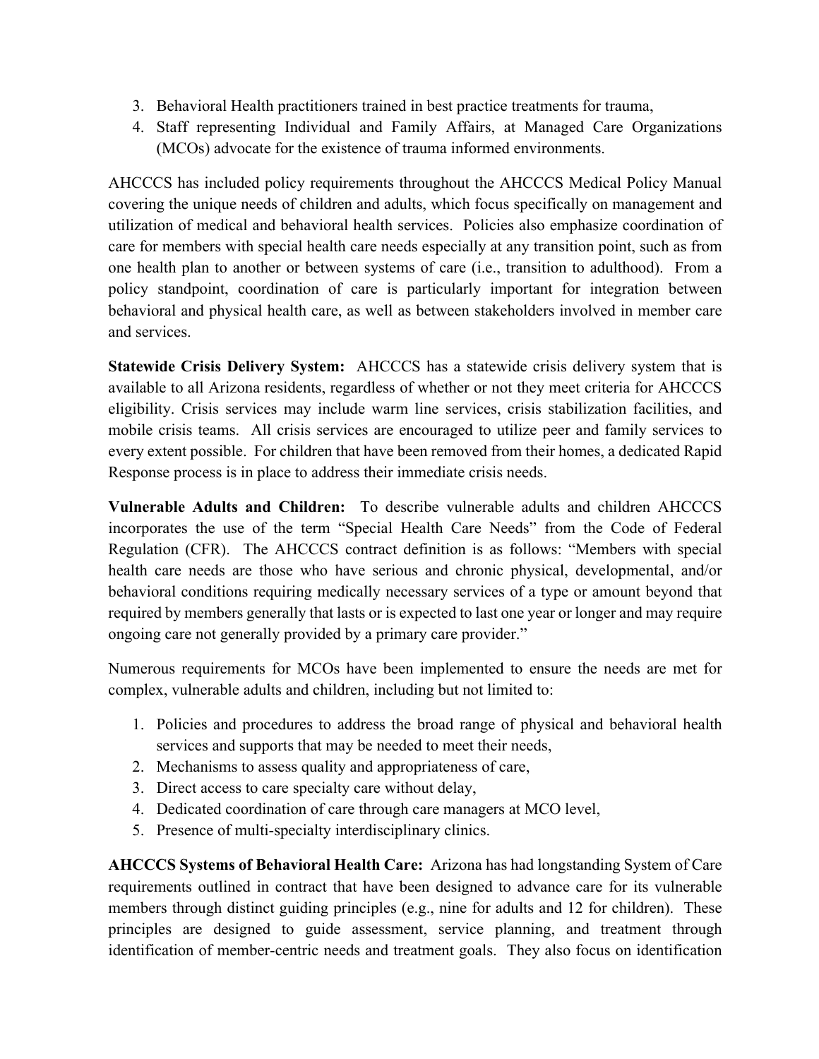3. Behavioral Health practitioners trained in best practice treatments for trauma,
4. Staff representing Individual and Family Affairs, at Managed Care Organizations (MCOs) advocate for the existence of trauma informed environments.

AHCCCS has included policy requirements throughout the AHCCCS Medical Policy Manual covering the unique needs of children and adults, which focus specifically on management and utilization of medical and behavioral health services. Policies also emphasize coordination of care for members with special health care needs especially at any transition point, such as from one health plan to another or between systems of care (i.e., transition to adulthood). From a policy standpoint, coordination of care is particularly important for integration between behavioral and physical health care, as well as between stakeholders involved in member care and services.

**Statewide Crisis Delivery System:** AHCCCS has a statewide crisis delivery system that is available to all Arizona residents, regardless of whether or not they meet criteria for AHCCCS eligibility. Crisis services may include warm line services, crisis stabilization facilities, and mobile crisis teams. All crisis services are encouraged to utilize peer and family services to every extent possible. For children that have been removed from their homes, a dedicated Rapid Response process is in place to address their immediate crisis needs.

**Vulnerable Adults and Children:** To describe vulnerable adults and children AHCCCS incorporates the use of the term "Special Health Care Needs" from the Code of Federal Regulation (CFR). The AHCCCS contract definition is as follows: "Members with special health care needs are those who have serious and chronic physical, developmental, and/or behavioral conditions requiring medically necessary services of a type or amount beyond that required by members generally that lasts or is expected to last one year or longer and may require ongoing care not generally provided by a primary care provider."

Numerous requirements for MCOs have been implemented to ensure the needs are met for complex, vulnerable adults and children, including but not limited to:

1. Policies and procedures to address the broad range of physical and behavioral health services and supports that may be needed to meet their needs,
2. Mechanisms to assess quality and appropriateness of care,
3. Direct access to care specialty care without delay,
4. Dedicated coordination of care through care managers at MCO level,
5. Presence of multi-specialty interdisciplinary clinics.

**AHCCCS Systems of Behavioral Health Care:** Arizona has had longstanding System of Care requirements outlined in contract that have been designed to advance care for its vulnerable members through distinct guiding principles (e.g., nine for adults and 12 for children). These principles are designed to guide assessment, service planning, and treatment through identification of member-centric needs and treatment goals. They also focus on identification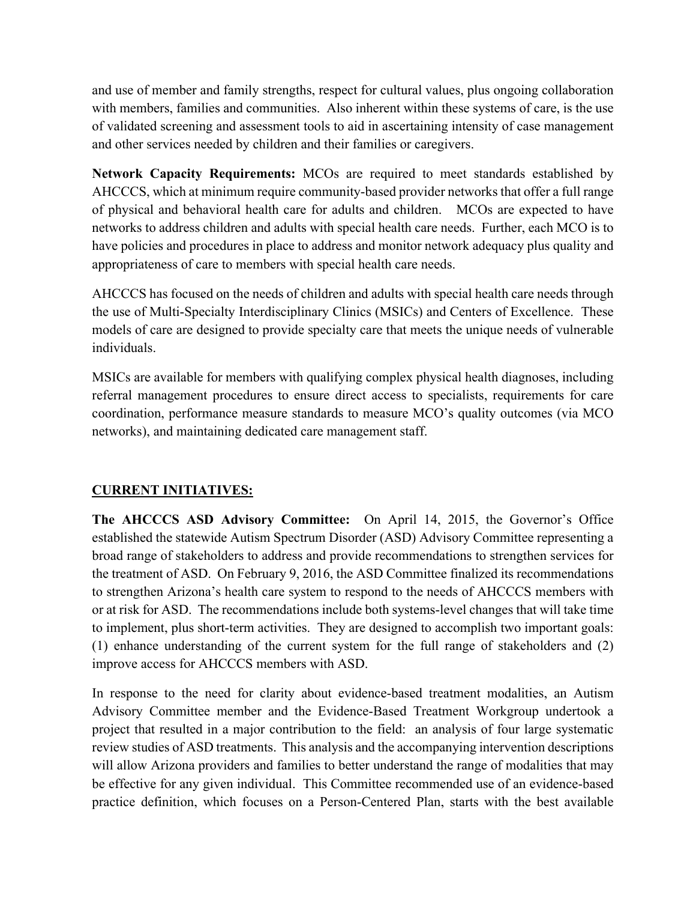and use of member and family strengths, respect for cultural values, plus ongoing collaboration with members, families and communities. Also inherent within these systems of care, is the use of validated screening and assessment tools to aid in ascertaining intensity of case management and other services needed by children and their families or caregivers.

**Network Capacity Requirements:** MCOs are required to meet standards established by AHCCCS, which at minimum require community-based provider networks that offer a full range of physical and behavioral health care for adults and children. MCOs are expected to have networks to address children and adults with special health care needs. Further, each MCO is to have policies and procedures in place to address and monitor network adequacy plus quality and appropriateness of care to members with special health care needs.

AHCCCS has focused on the needs of children and adults with special health care needs through the use of Multi-Specialty Interdisciplinary Clinics (MSICs) and Centers of Excellence. These models of care are designed to provide specialty care that meets the unique needs of vulnerable individuals.

MSICs are available for members with qualifying complex physical health diagnoses, including referral management procedures to ensure direct access to specialists, requirements for care coordination, performance measure standards to measure MCO's quality outcomes (via MCO networks), and maintaining dedicated care management staff.

## CURRENT INITIATIVES:

**The AHCCCS ASD Advisory Committee:** On April 14, 2015, the Governor's Office established the statewide Autism Spectrum Disorder (ASD) Advisory Committee representing a broad range of stakeholders to address and provide recommendations to strengthen services for the treatment of ASD. On February 9, 2016, the ASD Committee finalized its recommendations to strengthen Arizona's health care system to respond to the needs of AHCCCS members with or at risk for ASD. The recommendations include both systems-level changes that will take time to implement, plus short-term activities. They are designed to accomplish two important goals: (1) enhance understanding of the current system for the full range of stakeholders and (2) improve access for AHCCCS members with ASD.

In response to the need for clarity about evidence-based treatment modalities, an Autism Advisory Committee member and the Evidence-Based Treatment Workgroup undertook a project that resulted in a major contribution to the field: an analysis of four large systematic review studies of ASD treatments. This analysis and the accompanying intervention descriptions will allow Arizona providers and families to better understand the range of modalities that may be effective for any given individual. This Committee recommended use of an evidence-based practice definition, which focuses on a Person-Centered Plan, starts with the best available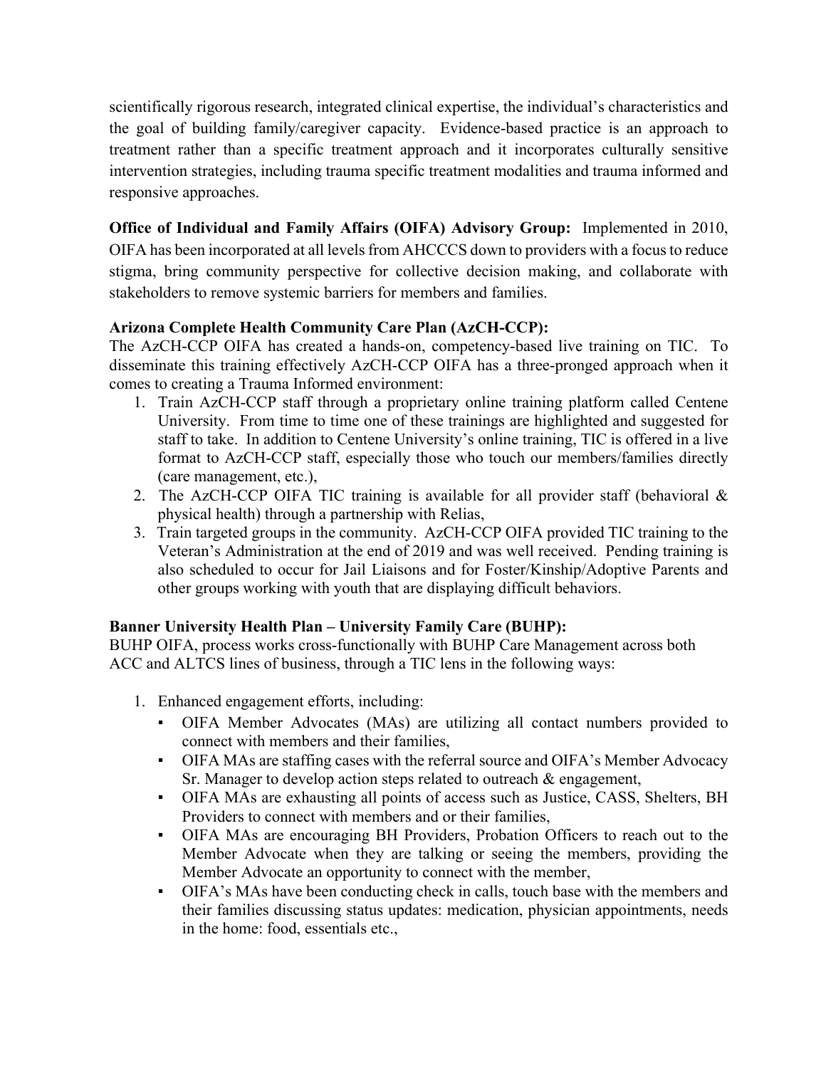scientifically rigorous research, integrated clinical expertise, the individual's characteristics and the goal of building family/caregiver capacity. Evidence-based practice is an approach to treatment rather than a specific treatment approach and it incorporates culturally sensitive intervention strategies, including trauma specific treatment modalities and trauma informed and responsive approaches.

**Office of Individual and Family Affairs (OIFA) Advisory Group:** Implemented in 2010, OIFA has been incorporated at all levels from AHCCCS down to providers with a focus to reduce stigma, bring community perspective for collective decision making, and collaborate with stakeholders to remove systemic barriers for members and families.

**Arizona Complete Health Community Care Plan (AzCH-CCP):**

The AzCH-CCP OIFA has created a hands-on, competency-based live training on TIC. To disseminate this training effectively AzCH-CCP OIFA has a three-pronged approach when it comes to creating a Trauma Informed environment:

1. Train AzCH-CCP staff through a proprietary online training platform called Centene University. From time to time one of these trainings are highlighted and suggested for staff to take. In addition to Centene University's online training, TIC is offered in a live format to AzCH-CCP staff, especially those who touch our members/families directly (care management, etc.),
2. The AzCH-CCP OIFA TIC training is available for all provider staff (behavioral & physical health) through a partnership with Relias,
3. Train targeted groups in the community. AzCH-CCP OIFA provided TIC training to the Veteran's Administration at the end of 2019 and was well received. Pending training is also scheduled to occur for Jail Liaisons and for Foster/Kinship/Adoptive Parents and other groups working with youth that are displaying difficult behaviors.

**Banner University Health Plan – University Family Care (BUHP):**

BUHP OIFA, process works cross-functionally with BUHP Care Management across both ACC and ALTCS lines of business, through a TIC lens in the following ways:

1. Enhanced engagement efforts, including:
   - OIFA Member Advocates (MAs) are utilizing all contact numbers provided to connect with members and their families,
   - OIFA MAs are staffing cases with the referral source and OIFA's Member Advocacy Sr. Manager to develop action steps related to outreach & engagement,
   - OIFA MAs are exhausting all points of access such as Justice, CASS, Shelters, BH Providers to connect with members and or their families,
   - OIFA MAs are encouraging BH Providers, Probation Officers to reach out to the Member Advocate when they are talking or seeing the members, providing the Member Advocate an opportunity to connect with the member,
   - OIFA's MAs have been conducting check in calls, touch base with the members and their families discussing status updates: medication, physician appointments, needs in the home: food, essentials etc.,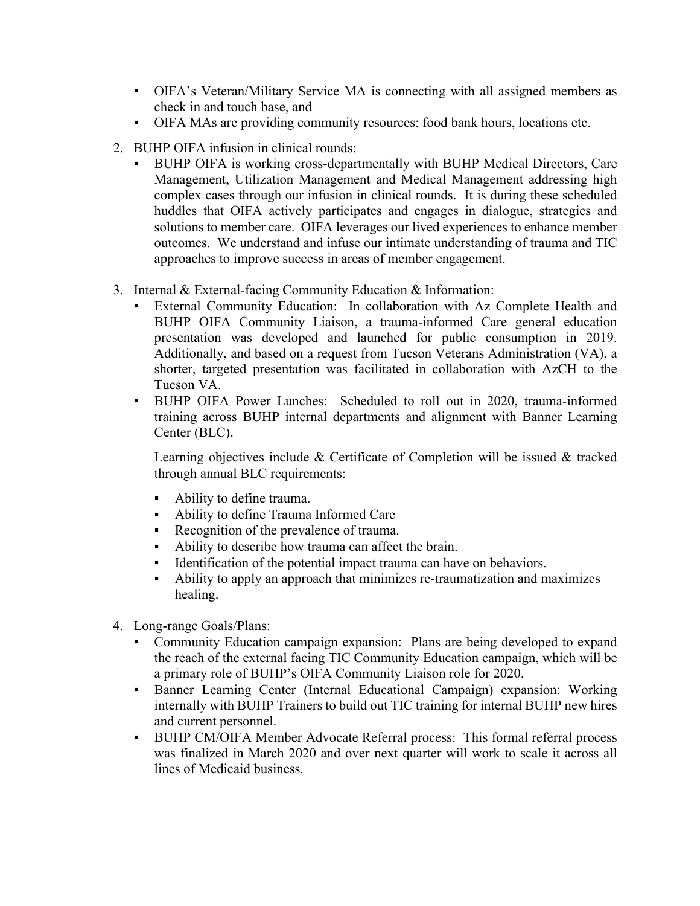- OIFA's Veteran/Military Service MA is connecting with all assigned members as check in and touch base, and
- OIFA MAs are providing community resources: food bank hours, locations etc.

2. BUHP OIFA infusion in clinical rounds:
   - BUHP OIFA is working cross-departmentally with BUHP Medical Directors, Care Management, Utilization Management and Medical Management addressing high complex cases through our infusion in clinical rounds. It is during these scheduled huddles that OIFA actively participates and engages in dialogue, strategies and solutions to member care. OIFA leverages our lived experiences to enhance member outcomes. We understand and infuse our intimate understanding of trauma and TIC approaches to improve success in areas of member engagement.

3. Internal & External-facing Community Education & Information:
   - External Community Education: In collaboration with Az Complete Health and BUHP OIFA Community Liaison, a trauma-informed Care general education presentation was developed and launched for public consumption in 2019. Additionally, and based on a request from Tucson Veterans Administration (VA), a shorter, targeted presentation was facilitated in collaboration with AzCH to the Tucson VA.
   - BUHP OIFA Power Lunches: Scheduled to roll out in 2020, trauma-informed training across BUHP internal departments and alignment with Banner Learning Center (BLC).

     Learning objectives include & Certificate of Completion will be issued & tracked through annual BLC requirements:

     - Ability to define trauma.
     - Ability to define Trauma Informed Care
     - Recognition of the prevalence of trauma.
     - Ability to describe how trauma can affect the brain.
     - Identification of the potential impact trauma can have on behaviors.
     - Ability to apply an approach that minimizes re-traumatization and maximizes healing.

4. Long-range Goals/Plans:
   - Community Education campaign expansion: Plans are being developed to expand the reach of the external facing TIC Community Education campaign, which will be a primary role of BUHP's OIFA Community Liaison role for 2020.
   - Banner Learning Center (Internal Educational Campaign) expansion: Working internally with BUHP Trainers to build out TIC training for internal BUHP new hires and current personnel.
   - BUHP CM/OIFA Member Advocate Referral process: This formal referral process was finalized in March 2020 and over next quarter will work to scale it across all lines of Medicaid business.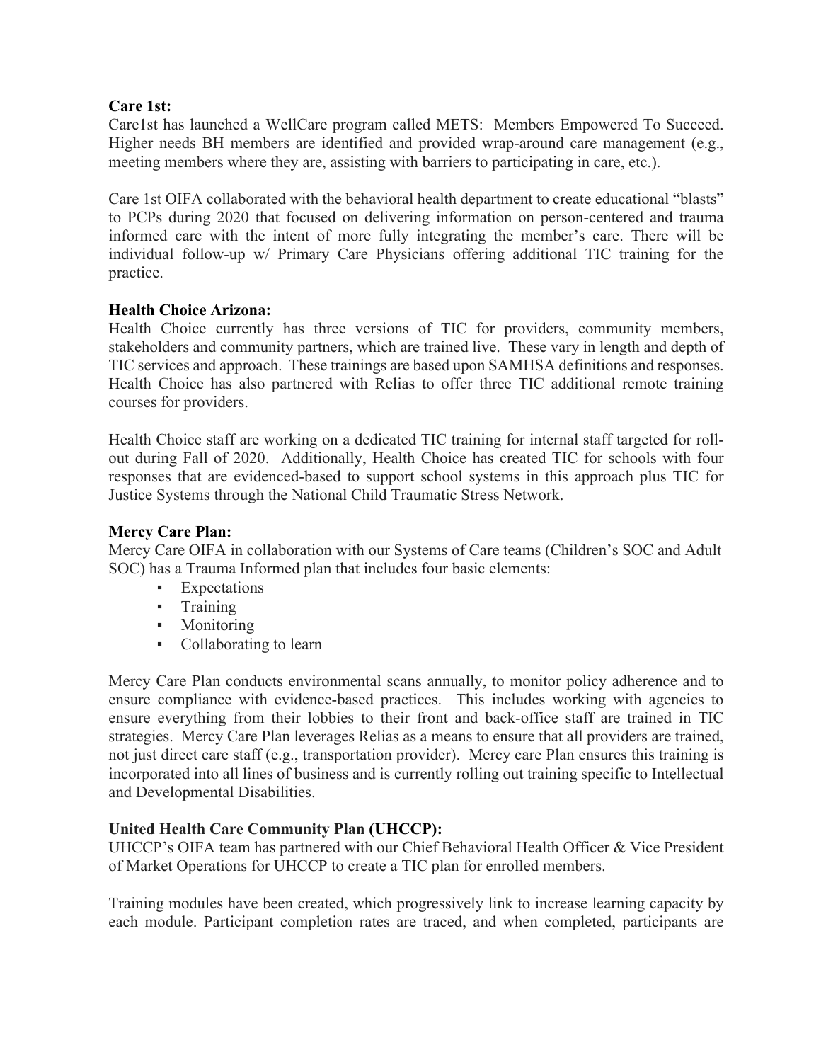**Care 1st:**

Care1st has launched a WellCare program called METS: Members Empowered To Succeed. Higher needs BH members are identified and provided wrap-around care management (e.g., meeting members where they are, assisting with barriers to participating in care, etc.).

Care 1st OIFA collaborated with the behavioral health department to create educational "blasts" to PCPs during 2020 that focused on delivering information on person-centered and trauma informed care with the intent of more fully integrating the member's care. There will be individual follow-up w/ Primary Care Physicians offering additional TIC training for the practice.

**Health Choice Arizona:**

Health Choice currently has three versions of TIC for providers, community members, stakeholders and community partners, which are trained live. These vary in length and depth of TIC services and approach. These trainings are based upon SAMHSA definitions and responses. Health Choice has also partnered with Relias to offer three TIC additional remote training courses for providers.

Health Choice staff are working on a dedicated TIC training for internal staff targeted for roll-out during Fall of 2020. Additionally, Health Choice has created TIC for schools with four responses that are evidenced-based to support school systems in this approach plus TIC for Justice Systems through the National Child Traumatic Stress Network.

**Mercy Care Plan:**

Mercy Care OIFA in collaboration with our Systems of Care teams (Children's SOC and Adult SOC) has a Trauma Informed plan that includes four basic elements:

- Expectations
- Training
- Monitoring
- Collaborating to learn

Mercy Care Plan conducts environmental scans annually, to monitor policy adherence and to ensure compliance with evidence-based practices. This includes working with agencies to ensure everything from their lobbies to their front and back-office staff are trained in TIC strategies. Mercy Care Plan leverages Relias as a means to ensure that all providers are trained, not just direct care staff (e.g., transportation provider). Mercy care Plan ensures this training is incorporated into all lines of business and is currently rolling out training specific to Intellectual and Developmental Disabilities.

**United Health Care Community Plan (UHCCP):**

UHCCP's OIFA team has partnered with our Chief Behavioral Health Officer & Vice President of Market Operations for UHCCP to create a TIC plan for enrolled members.

Training modules have been created, which progressively link to increase learning capacity by each module. Participant completion rates are traced, and when completed, participants are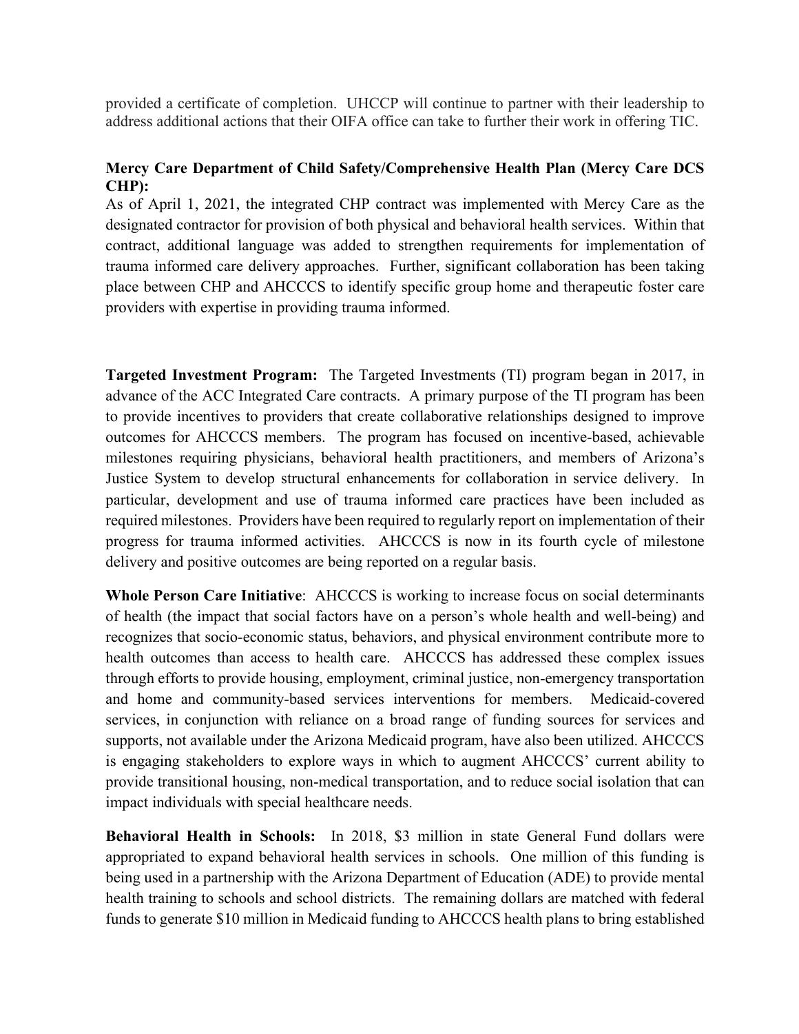provided a certificate of completion. UHCCP will continue to partner with their leadership to address additional actions that their OIFA office can take to further their work in offering TIC.

**Mercy Care Department of Child Safety/Comprehensive Health Plan (Mercy Care DCS CHP):**

As of April 1, 2021, the integrated CHP contract was implemented with Mercy Care as the designated contractor for provision of both physical and behavioral health services. Within that contract, additional language was added to strengthen requirements for implementation of trauma informed care delivery approaches. Further, significant collaboration has been taking place between CHP and AHCCCS to identify specific group home and therapeutic foster care providers with expertise in providing trauma informed.

**Targeted Investment Program:** The Targeted Investments (TI) program began in 2017, in advance of the ACC Integrated Care contracts. A primary purpose of the TI program has been to provide incentives to providers that create collaborative relationships designed to improve outcomes for AHCCCS members. The program has focused on incentive-based, achievable milestones requiring physicians, behavioral health practitioners, and members of Arizona's Justice System to develop structural enhancements for collaboration in service delivery. In particular, development and use of trauma informed care practices have been included as required milestones. Providers have been required to regularly report on implementation of their progress for trauma informed activities. AHCCCS is now in its fourth cycle of milestone delivery and positive outcomes are being reported on a regular basis.

**Whole Person Care Initiative**: AHCCCS is working to increase focus on social determinants of health (the impact that social factors have on a person's whole health and well-being) and recognizes that socio-economic status, behaviors, and physical environment contribute more to health outcomes than access to health care. AHCCCS has addressed these complex issues through efforts to provide housing, employment, criminal justice, non-emergency transportation and home and community-based services interventions for members. Medicaid-covered services, in conjunction with reliance on a broad range of funding sources for services and supports, not available under the Arizona Medicaid program, have also been utilized. AHCCCS is engaging stakeholders to explore ways in which to augment AHCCCS' current ability to provide transitional housing, non-medical transportation, and to reduce social isolation that can impact individuals with special healthcare needs.

**Behavioral Health in Schools:** In 2018, $3 million in state General Fund dollars were appropriated to expand behavioral health services in schools. One million of this funding is being used in a partnership with the Arizona Department of Education (ADE) to provide mental health training to schools and school districts. The remaining dollars are matched with federal funds to generate $10 million in Medicaid funding to AHCCCS health plans to bring established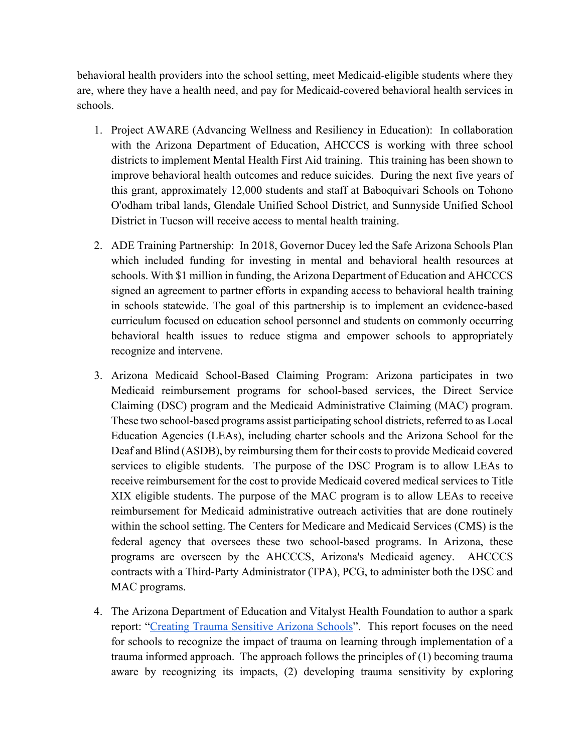behavioral health providers into the school setting, meet Medicaid-eligible students where they are, where they have a health need, and pay for Medicaid-covered behavioral health services in schools.

1. Project AWARE (Advancing Wellness and Resiliency in Education): In collaboration with the Arizona Department of Education, AHCCCS is working with three school districts to implement Mental Health First Aid training. This training has been shown to improve behavioral health outcomes and reduce suicides. During the next five years of this grant, approximately 12,000 students and staff at Baboquivari Schools on Tohono O'odham tribal lands, Glendale Unified School District, and Sunnyside Unified School District in Tucson will receive access to mental health training.

2. ADE Training Partnership: In 2018, Governor Ducey led the Safe Arizona Schools Plan which included funding for investing in mental and behavioral health resources at schools. With $1 million in funding, the Arizona Department of Education and AHCCCS signed an agreement to partner efforts in expanding access to behavioral health training in schools statewide. The goal of this partnership is to implement an evidence-based curriculum focused on education school personnel and students on commonly occurring behavioral health issues to reduce stigma and empower schools to appropriately recognize and intervene.

3. Arizona Medicaid School-Based Claiming Program: Arizona participates in two Medicaid reimbursement programs for school-based services, the Direct Service Claiming (DSC) program and the Medicaid Administrative Claiming (MAC) program. These two school-based programs assist participating school districts, referred to as Local Education Agencies (LEAs), including charter schools and the Arizona School for the Deaf and Blind (ASDB), by reimbursing them for their costs to provide Medicaid covered services to eligible students. The purpose of the DSC Program is to allow LEAs to receive reimbursement for the cost to provide Medicaid covered medical services to Title XIX eligible students. The purpose of the MAC program is to allow LEAs to receive reimbursement for Medicaid administrative outreach activities that are done routinely within the school setting. The Centers for Medicare and Medicaid Services (CMS) is the federal agency that oversees these two school-based programs. In Arizona, these programs are overseen by the AHCCCS, Arizona's Medicaid agency. AHCCCS contracts with a Third-Party Administrator (TPA), PCG, to administer both the DSC and MAC programs.

4. The Arizona Department of Education and Vitalyst Health Foundation to author a spark report: "Creating Trauma Sensitive Arizona Schools". This report focuses on the need for schools to recognize the impact of trauma on learning through implementation of a trauma informed approach. The approach follows the principles of (1) becoming trauma aware by recognizing its impacts, (2) developing trauma sensitivity by exploring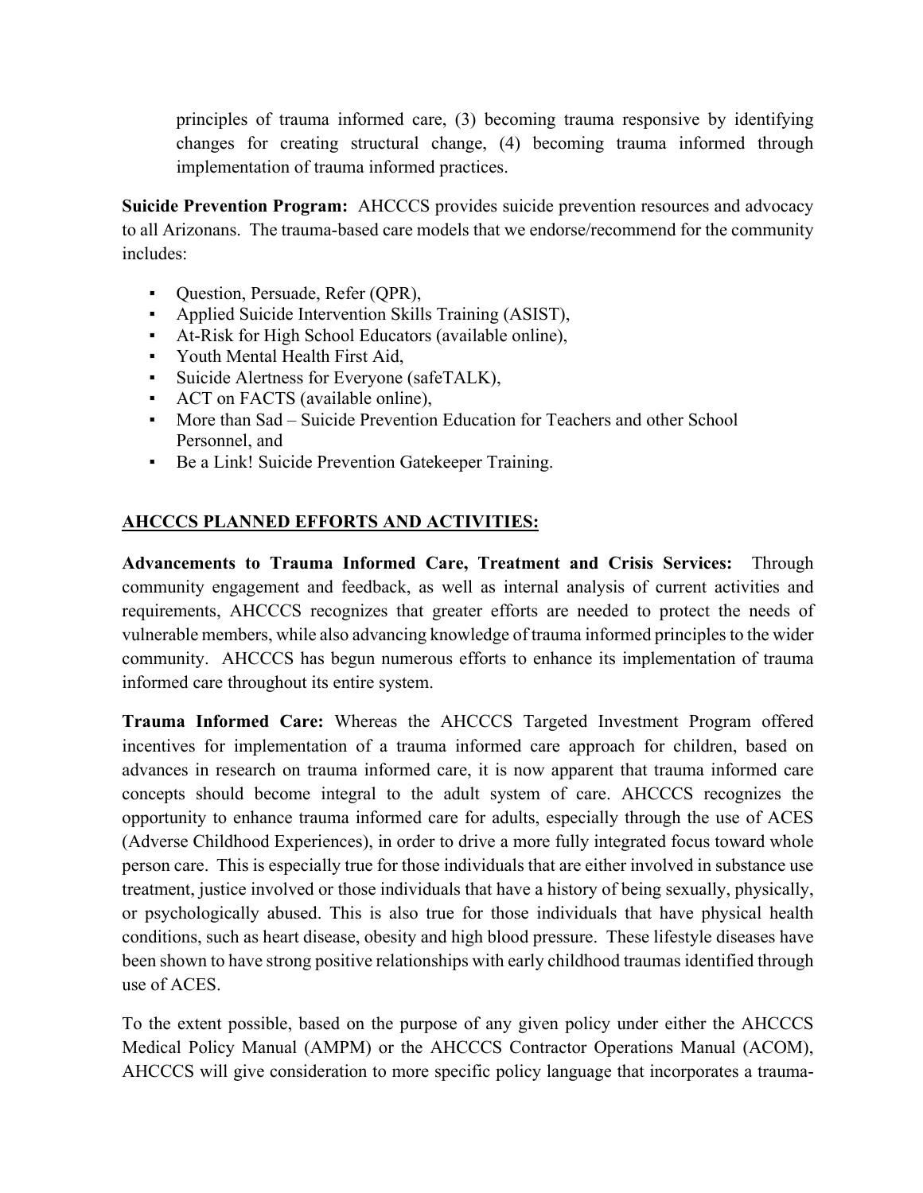principles of trauma informed care, (3) becoming trauma responsive by identifying changes for creating structural change, (4) becoming trauma informed through implementation of trauma informed practices.

**Suicide Prevention Program:** AHCCCS provides suicide prevention resources and advocacy to all Arizonans. The trauma-based care models that we endorse/recommend for the community includes:

- Question, Persuade, Refer (QPR),
- Applied Suicide Intervention Skills Training (ASIST),
- At-Risk for High School Educators (available online),
- Youth Mental Health First Aid,
- Suicide Alertness for Everyone (safeTALK),
- ACT on FACTS (available online),
- More than Sad – Suicide Prevention Education for Teachers and other School Personnel, and
- Be a Link! Suicide Prevention Gatekeeper Training.

## AHCCCS PLANNED EFFORTS AND ACTIVITIES:

**Advancements to Trauma Informed Care, Treatment and Crisis Services:** Through community engagement and feedback, as well as internal analysis of current activities and requirements, AHCCCS recognizes that greater efforts are needed to protect the needs of vulnerable members, while also advancing knowledge of trauma informed principles to the wider community. AHCCCS has begun numerous efforts to enhance its implementation of trauma informed care throughout its entire system.

**Trauma Informed Care:** Whereas the AHCCCS Targeted Investment Program offered incentives for implementation of a trauma informed care approach for children, based on advances in research on trauma informed care, it is now apparent that trauma informed care concepts should become integral to the adult system of care. AHCCCS recognizes the opportunity to enhance trauma informed care for adults, especially through the use of ACES (Adverse Childhood Experiences), in order to drive a more fully integrated focus toward whole person care. This is especially true for those individuals that are either involved in substance use treatment, justice involved or those individuals that have a history of being sexually, physically, or psychologically abused. This is also true for those individuals that have physical health conditions, such as heart disease, obesity and high blood pressure. These lifestyle diseases have been shown to have strong positive relationships with early childhood traumas identified through use of ACES.

To the extent possible, based on the purpose of any given policy under either the AHCCCS Medical Policy Manual (AMPM) or the AHCCCS Contractor Operations Manual (ACOM), AHCCCS will give consideration to more specific policy language that incorporates a trauma-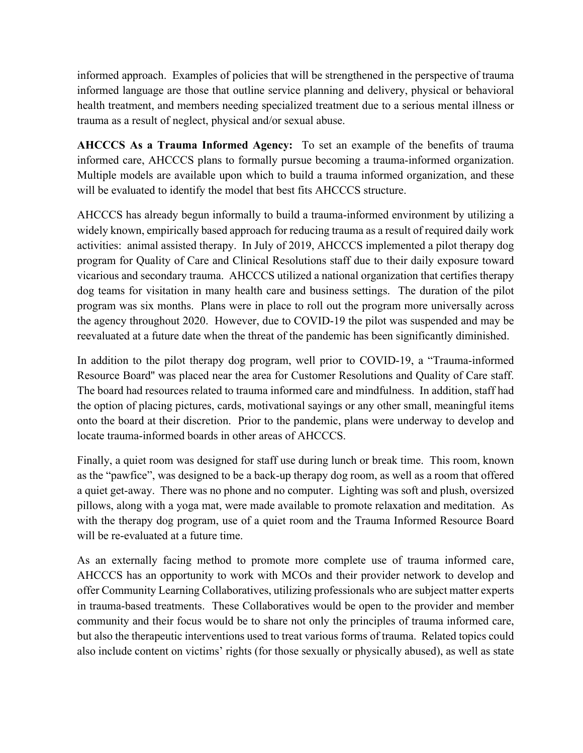informed approach. Examples of policies that will be strengthened in the perspective of trauma informed language are those that outline service planning and delivery, physical or behavioral health treatment, and members needing specialized treatment due to a serious mental illness or trauma as a result of neglect, physical and/or sexual abuse.

**AHCCCS As a Trauma Informed Agency:** To set an example of the benefits of trauma informed care, AHCCCS plans to formally pursue becoming a trauma-informed organization. Multiple models are available upon which to build a trauma informed organization, and these will be evaluated to identify the model that best fits AHCCCS structure.

AHCCCS has already begun informally to build a trauma-informed environment by utilizing a widely known, empirically based approach for reducing trauma as a result of required daily work activities: animal assisted therapy. In July of 2019, AHCCCS implemented a pilot therapy dog program for Quality of Care and Clinical Resolutions staff due to their daily exposure toward vicarious and secondary trauma. AHCCCS utilized a national organization that certifies therapy dog teams for visitation in many health care and business settings. The duration of the pilot program was six months. Plans were in place to roll out the program more universally across the agency throughout 2020. However, due to COVID-19 the pilot was suspended and may be reevaluated at a future date when the threat of the pandemic has been significantly diminished.

In addition to the pilot therapy dog program, well prior to COVID-19, a "Trauma-informed Resource Board" was placed near the area for Customer Resolutions and Quality of Care staff. The board had resources related to trauma informed care and mindfulness. In addition, staff had the option of placing pictures, cards, motivational sayings or any other small, meaningful items onto the board at their discretion. Prior to the pandemic, plans were underway to develop and locate trauma-informed boards in other areas of AHCCCS.

Finally, a quiet room was designed for staff use during lunch or break time. This room, known as the "pawfice", was designed to be a back-up therapy dog room, as well as a room that offered a quiet get-away. There was no phone and no computer. Lighting was soft and plush, oversized pillows, along with a yoga mat, were made available to promote relaxation and meditation. As with the therapy dog program, use of a quiet room and the Trauma Informed Resource Board will be re-evaluated at a future time.

As an externally facing method to promote more complete use of trauma informed care, AHCCCS has an opportunity to work with MCOs and their provider network to develop and offer Community Learning Collaboratives, utilizing professionals who are subject matter experts in trauma-based treatments. These Collaboratives would be open to the provider and member community and their focus would be to share not only the principles of trauma informed care, but also the therapeutic interventions used to treat various forms of trauma. Related topics could also include content on victims' rights (for those sexually or physically abused), as well as state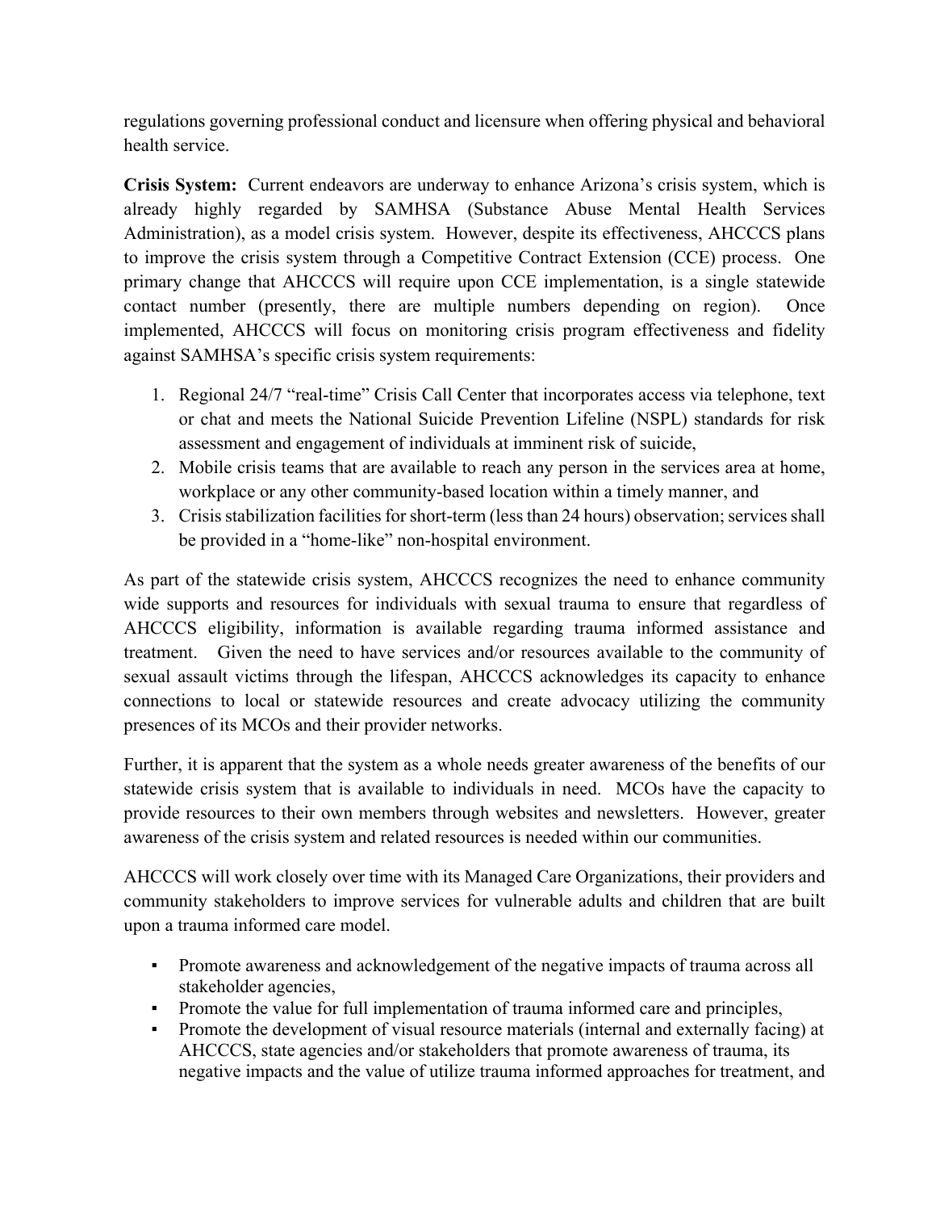regulations governing professional conduct and licensure when offering physical and behavioral health service.

**Crisis System:** Current endeavors are underway to enhance Arizona's crisis system, which is already highly regarded by SAMHSA (Substance Abuse Mental Health Services Administration), as a model crisis system. However, despite its effectiveness, AHCCCS plans to improve the crisis system through a Competitive Contract Extension (CCE) process. One primary change that AHCCCS will require upon CCE implementation, is a single statewide contact number (presently, there are multiple numbers depending on region). Once implemented, AHCCCS will focus on monitoring crisis program effectiveness and fidelity against SAMHSA's specific crisis system requirements:

1. Regional 24/7 "real-time" Crisis Call Center that incorporates access via telephone, text or chat and meets the National Suicide Prevention Lifeline (NSPL) standards for risk assessment and engagement of individuals at imminent risk of suicide,
2. Mobile crisis teams that are available to reach any person in the services area at home, workplace or any other community-based location within a timely manner, and
3. Crisis stabilization facilities for short-term (less than 24 hours) observation; services shall be provided in a "home-like" non-hospital environment.

As part of the statewide crisis system, AHCCCS recognizes the need to enhance community wide supports and resources for individuals with sexual trauma to ensure that regardless of AHCCCS eligibility, information is available regarding trauma informed assistance and treatment. Given the need to have services and/or resources available to the community of sexual assault victims through the lifespan, AHCCCS acknowledges its capacity to enhance connections to local or statewide resources and create advocacy utilizing the community presences of its MCOs and their provider networks.

Further, it is apparent that the system as a whole needs greater awareness of the benefits of our statewide crisis system that is available to individuals in need. MCOs have the capacity to provide resources to their own members through websites and newsletters. However, greater awareness of the crisis system and related resources is needed within our communities.

AHCCCS will work closely over time with its Managed Care Organizations, their providers and community stakeholders to improve services for vulnerable adults and children that are built upon a trauma informed care model.

- Promote awareness and acknowledgement of the negative impacts of trauma across all stakeholder agencies,
- Promote the value for full implementation of trauma informed care and principles,
- Promote the development of visual resource materials (internal and externally facing) at AHCCCS, state agencies and/or stakeholders that promote awareness of trauma, its negative impacts and the value of utilize trauma informed approaches for treatment, and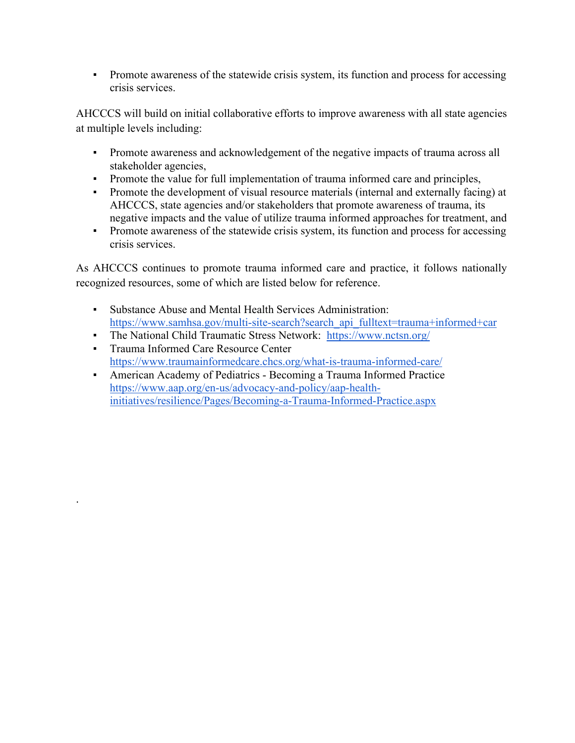- Promote awareness of the statewide crisis system, its function and process for accessing crisis services.

AHCCCS will build on initial collaborative efforts to improve awareness with all state agencies at multiple levels including:

- Promote awareness and acknowledgement of the negative impacts of trauma across all stakeholder agencies,
- Promote the value for full implementation of trauma informed care and principles,
- Promote the development of visual resource materials (internal and externally facing) at AHCCCS, state agencies and/or stakeholders that promote awareness of trauma, its negative impacts and the value of utilize trauma informed approaches for treatment, and
- Promote awareness of the statewide crisis system, its function and process for accessing crisis services.

As AHCCCS continues to promote trauma informed care and practice, it follows nationally recognized resources, some of which are listed below for reference.

- Substance Abuse and Mental Health Services Administration: https://www.samhsa.gov/multi-site-search?search_api_fulltext=trauma+informed+car
- The National Child Traumatic Stress Network: https://www.nctsn.org/
- Trauma Informed Care Resource Center https://www.traumainformedcare.chcs.org/what-is-trauma-informed-care/
- American Academy of Pediatrics - Becoming a Trauma Informed Practice https://www.aap.org/en-us/advocacy-and-policy/aap-health-initiatives/resilience/Pages/Becoming-a-Trauma-Informed-Practice.aspx

.